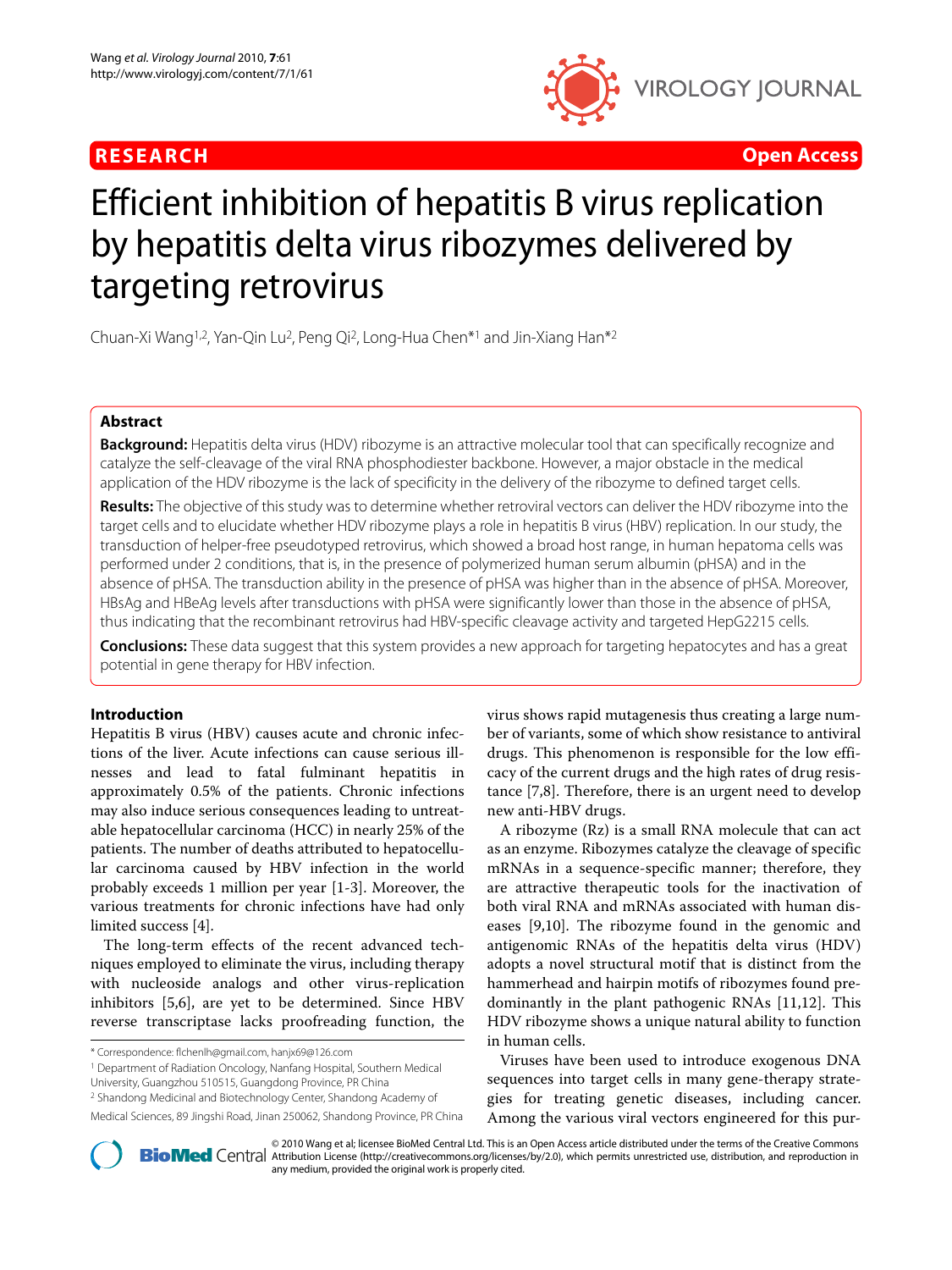**RESEARCH** **Open Access**

# Efficient inhibition of hepatitis B virus replication by hepatitis delta virus ribozymes delivered by targeting retrovirus

Chuan-Xi Wang[1,2], Yan-Qin Lu[2], Peng Qi[2], Long-Hua Chen*[1] and Jin-Xiang Han*[2]

## Abstract

**Background:** Hepatitis delta virus (HDV) ribozyme is an attractive molecular tool that can specifically recognize and catalyze the self-cleavage of the viral RNA phosphodiester backbone. However, a major obstacle in the medical application of the HDV ribozyme is the lack of specificity in the delivery of the ribozyme to defined target cells.

**Results:** The objective of this study was to determine whether retroviral vectors can deliver the HDV ribozyme into the target cells and to elucidate whether HDV ribozyme plays a role in hepatitis B virus (HBV) replication. In our study, the transduction of helper-free pseudotyped retrovirus, which showed a broad host range, in human hepatoma cells was performed under 2 conditions, that is, in the presence of polymerized human serum albumin (pHSA) and in the absence of pHSA. The transduction ability in the presence of pHSA was higher than in the absence of pHSA. Moreover, HBsAg and HBeAg levels after transductions with pHSA were significantly lower than those in the absence of pHSA, thus indicating that the recombinant retrovirus had HBV-specific cleavage activity and targeted HepG2215 cells.

**Conclusions:** These data suggest that this system provides a new approach for targeting hepatocytes and has a great potential in gene therapy for HBV infection.

## Introduction

Hepatitis B virus (HBV) causes acute and chronic infections of the liver. Acute infections can cause serious illnesses and lead to fatal fulminant hepatitis in approximately 0.5% of the patients. Chronic infections may also induce serious consequences leading to untreatable hepatocellular carcinoma (HCC) in nearly 25% of the patients. The number of deaths attributed to hepatocellular carcinoma caused by HBV infection in the world probably exceeds 1 million per year [1-3]. Moreover, the various treatments for chronic infections have had only limited success [4].

The long-term effects of the recent advanced techniques employed to eliminate the virus, including therapy with nucleoside analogs and other virus-replication inhibitors [5,6], are yet to be determined. Since HBV reverse transcriptase lacks proofreading function, the virus shows rapid mutagenesis thus creating a large number of variants, some of which show resistance to antiviral drugs. This phenomenon is responsible for the low efficacy of the current drugs and the high rates of drug resistance [7,8]. Therefore, there is an urgent need to develop new anti-HBV drugs.

A ribozyme (Rz) is a small RNA molecule that can act as an enzyme. Ribozymes catalyze the cleavage of specific mRNAs in a sequence-specific manner; therefore, they are attractive therapeutic tools for the inactivation of both viral RNA and mRNAs associated with human diseases [9,10]. The ribozyme found in the genomic and antigenomic RNAs of the hepatitis delta virus (HDV) adopts a novel structural motif that is distinct from the hammerhead and hairpin motifs of ribozymes found predominantly in the plant pathogenic RNAs [11,12]. This HDV ribozyme shows a unique natural ability to function in human cells.

Viruses have been used to introduce exogenous DNA sequences into target cells in many gene-therapy strategies for treating genetic diseases, including cancer. Among the various viral vectors engineered for this pur-

\* Correspondence: flchenlh@gmail.com, hanjx69@126.com

[1] Department of Radiation Oncology, Nanfang Hospital, Southern Medical University, Guangzhou 510515, Guangdong Province, PR China

[2] Shandong Medicinal and Biotechnology Center, Shandong Academy of Medical Sciences, 89 Jingshi Road, Jinan 250062, Shandong Province, PR China

© 2010 Wang et al; licensee BioMed Central Ltd. This is an Open Access article distributed under the terms of the Creative Commons Attribution License (http://creativecommons.org/licenses/by/2.0), which permits unrestricted use, distribution, and reproduction in any medium, provided the original work is properly cited.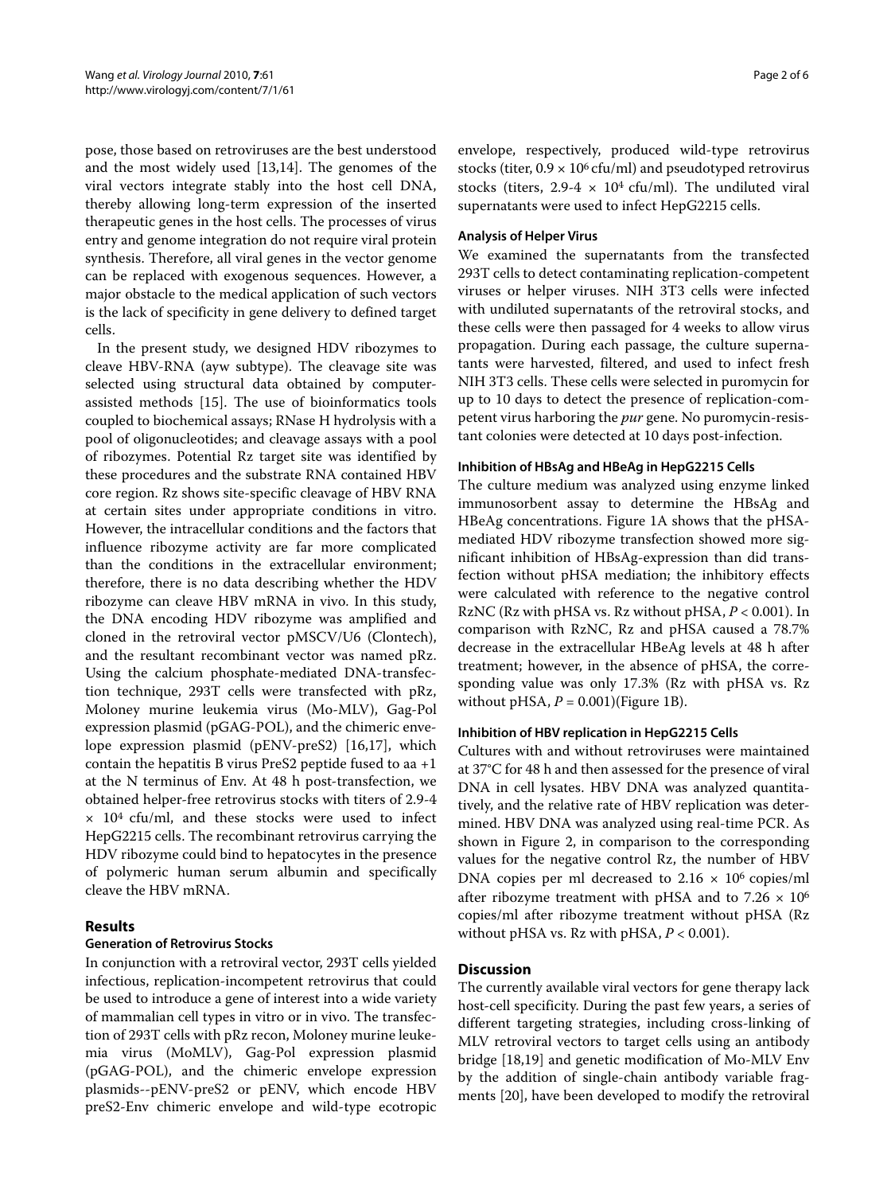pose, those based on retroviruses are the best understood and the most widely used [13,14]. The genomes of the viral vectors integrate stably into the host cell DNA, thereby allowing long-term expression of the inserted therapeutic genes in the host cells. The processes of virus entry and genome integration do not require viral protein synthesis. Therefore, all viral genes in the vector genome can be replaced with exogenous sequences. However, a major obstacle to the medical application of such vectors is the lack of specificity in gene delivery to defined target cells.

In the present study, we designed HDV ribozymes to cleave HBV-RNA (ayw subtype). The cleavage site was selected using structural data obtained by computer-assisted methods [15]. The use of bioinformatics tools coupled to biochemical assays; RNase H hydrolysis with a pool of oligonucleotides; and cleavage assays with a pool of ribozymes. Potential Rz target site was identified by these procedures and the substrate RNA contained HBV core region. Rz shows site-specific cleavage of HBV RNA at certain sites under appropriate conditions in vitro. However, the intracellular conditions and the factors that influence ribozyme activity are far more complicated than the conditions in the extracellular environment; therefore, there is no data describing whether the HDV ribozyme can cleave HBV mRNA in vivo. In this study, the DNA encoding HDV ribozyme was amplified and cloned in the retroviral vector pMSCV/U6 (Clontech), and the resultant recombinant vector was named pRz. Using the calcium phosphate-mediated DNA-transfection technique, 293T cells were transfected with pRz, Moloney murine leukemia virus (Mo-MLV), Gag-Pol expression plasmid (pGAG-POL), and the chimeric envelope expression plasmid (pENV-preS2) [16,17], which contain the hepatitis B virus PreS2 peptide fused to aa +1 at the N terminus of Env. At 48 h post-transfection, we obtained helper-free retrovirus stocks with titers of 2.9-4 $\times$ $10^4$ cfu/ml, and these stocks were used to infect HepG2215 cells. The recombinant retrovirus carrying the HDV ribozyme could bind to hepatocytes in the presence of polymeric human serum albumin and specifically cleave the HBV mRNA.

## Results

### Generation of Retrovirus Stocks

In conjunction with a retroviral vector, 293T cells yielded infectious, replication-incompetent retrovirus that could be used to introduce a gene of interest into a wide variety of mammalian cell types in vitro or in vivo. The transfection of 293T cells with pRz recon, Moloney murine leukemia virus (MoMLV), Gag-Pol expression plasmid (pGAG-POL), and the chimeric envelope expression plasmids--pENV-preS2 or pENV, which encode HBV preS2-Env chimeric envelope and wild-type ecotropic envelope, respectively, produced wild-type retrovirus stocks (titer, $0.9 \times 10^6$ cfu/ml) and pseudotyped retrovirus stocks (titers, 2.9-4 $\times$ $10^4$ cfu/ml). The undiluted viral supernatants were used to infect HepG2215 cells.

### Analysis of Helper Virus

We examined the supernatants from the transfected 293T cells to detect contaminating replication-competent viruses or helper viruses. NIH 3T3 cells were infected with undiluted supernatants of the retroviral stocks, and these cells were then passaged for 4 weeks to allow virus propagation. During each passage, the culture supernatants were harvested, filtered, and used to infect fresh NIH 3T3 cells. These cells were selected in puromycin for up to 10 days to detect the presence of replication-competent virus harboring the *pur* gene. No puromycin-resistant colonies were detected at 10 days post-infection.

### Inhibition of HBsAg and HBeAg in HepG2215 Cells

The culture medium was analyzed using enzyme linked immunosorbent assay to determine the HBsAg and HBeAg concentrations. Figure 1A shows that the pHSA-mediated HDV ribozyme transfection showed more significant inhibition of HBsAg-expression than did transfection without pHSA mediation; the inhibitory effects were calculated with reference to the negative control RzNC (Rz with pHSA vs. Rz without pHSA, $P < 0.001$). In comparison with RzNC, Rz and pHSA caused a 78.7% decrease in the extracellular HBeAg levels at 48 h after treatment; however, in the absence of pHSA, the corresponding value was only 17.3% (Rz with pHSA vs. Rz without pHSA, $P = 0.001$)(Figure 1B).

### Inhibition of HBV replication in HepG2215 Cells

Cultures with and without retroviruses were maintained at 37°C for 48 h and then assessed for the presence of viral DNA in cell lysates. HBV DNA was analyzed quantitatively, and the relative rate of HBV replication was determined. HBV DNA was analyzed using real-time PCR. As shown in Figure 2, in comparison to the corresponding values for the negative control Rz, the number of HBV DNA copies per ml decreased to $2.16 \times 10^6$ copies/ml after ribozyme treatment with pHSA and to $7.26 \times 10^6$ copies/ml after ribozyme treatment without pHSA (Rz without pHSA vs. Rz with pHSA, $P < 0.001$).

## Discussion

The currently available viral vectors for gene therapy lack host-cell specificity. During the past few years, a series of different targeting strategies, including cross-linking of MLV retroviral vectors to target cells using an antibody bridge [18,19] and genetic modification of Mo-MLV Env by the addition of single-chain antibody variable fragments [20], have been developed to modify the retroviral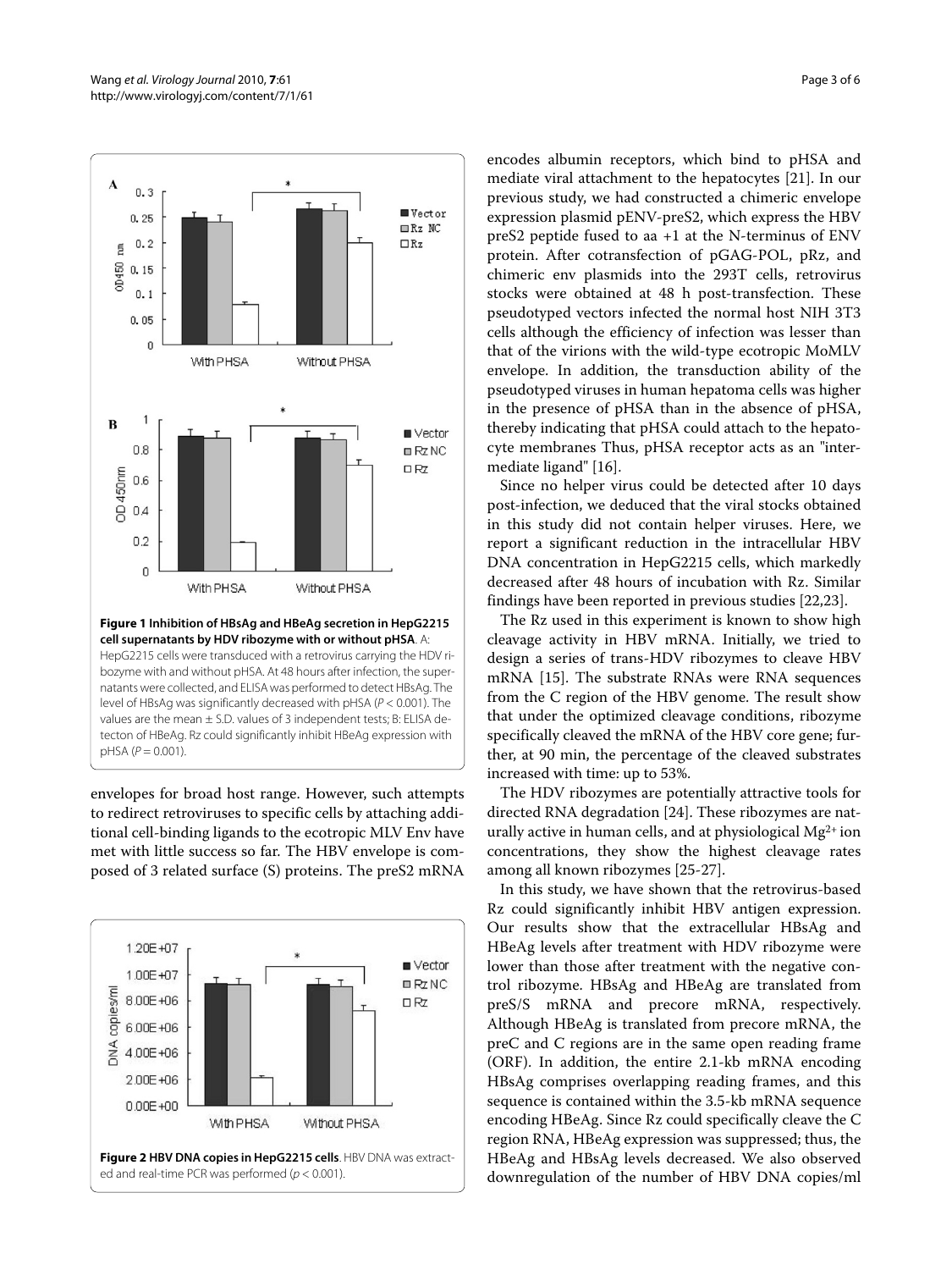**Figure 1 Inhibition of HBsAg and HBeAg secretion in HepG2215 cell supernatants by HDV ribozyme with or without pHSA**. A: HepG2215 cells were transduced with a retrovirus carrying the HDV ribozyme with and without pHSA. At 48 hours after infection, the supernatants were collected, and ELISA was performed to detect HBsAg. The level of HBsAg was significantly decreased with pHSA ($P < 0.001$). The values are the mean ± S.D. values of 3 independent tests; B: ELISA detecton of HBeAg. Rz could significantly inhibit HBeAg expression with pHSA ($P = 0.001$).

envelopes for broad host range. However, such attempts to redirect retroviruses to specific cells by attaching additional cell-binding ligands to the ecotropic MLV Env have met with little success so far. The HBV envelope is composed of 3 related surface (S) proteins. The preS2 mRNA encodes albumin receptors, which bind to pHSA and mediate viral attachment to the hepatocytes [21]. In our previous study, we had constructed a chimeric envelope expression plasmid pENV-preS2, which express the HBV preS2 peptide fused to aa +1 at the N-terminus of ENV protein. After cotransfection of pGAG-POL, pRz, and chimeric env plasmids into the 293T cells, retrovirus stocks were obtained at 48 h post-transfection. These pseudotyped vectors infected the normal host NIH 3T3 cells although the efficiency of infection was lesser than that of the virions with the wild-type ecotropic MoMLV envelope. In addition, the transduction ability of the pseudotyped viruses in human hepatoma cells was higher in the presence of pHSA than in the absence of pHSA, thereby indicating that pHSA could attach to the hepatocyte membranes Thus, pHSA receptor acts as an "intermediate ligand" [16].

**Figure 2 HBV DNA copies in HepG2215 cells**. HBV DNA was extracted and real-time PCR was performed ($p < 0.001$).

Since no helper virus could be detected after 10 days post-infection, we deduced that the viral stocks obtained in this study did not contain helper viruses. Here, we report a significant reduction in the intracellular HBV DNA concentration in HepG2215 cells, which markedly decreased after 48 hours of incubation with Rz. Similar findings have been reported in previous studies [22,23].

The Rz used in this experiment is known to show high cleavage activity in HBV mRNA. Initially, we tried to design a series of trans-HDV ribozymes to cleave HBV mRNA [15]. The substrate RNAs were RNA sequences from the C region of the HBV genome. The result show that under the optimized cleavage conditions, ribozyme specifically cleaved the mRNA of the HBV core gene; further, at 90 min, the percentage of the cleaved substrates increased with time: up to 53%.

The HDV ribozymes are potentially attractive tools for directed RNA degradation [24]. These ribozymes are naturally active in human cells, and at physiological $Mg^{2+}$ ion concentrations, they show the highest cleavage rates among all known ribozymes [25-27].

In this study, we have shown that the retrovirus-based Rz could significantly inhibit HBV antigen expression. Our results show that the extracellular HBsAg and HBeAg levels after treatment with HDV ribozyme were lower than those after treatment with the negative control ribozyme. HBsAg and HBeAg are translated from preS/S mRNA and precore mRNA, respectively. Although HBeAg is translated from precore mRNA, the preC and C regions are in the same open reading frame (ORF). In addition, the entire 2.1-kb mRNA encoding HBsAg comprises overlapping reading frames, and this sequence is contained within the 3.5-kb mRNA sequence encoding HBeAg. Since Rz could specifically cleave the C region RNA, HBeAg expression was suppressed; thus, the HBeAg and HBsAg levels decreased. We also observed downregulation of the number of HBV DNA copies/ml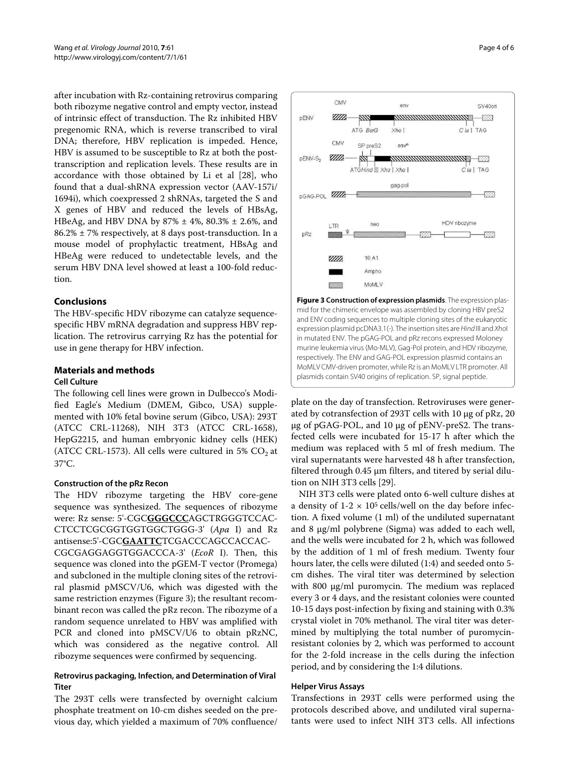after incubation with Rz-containing retrovirus comparing both ribozyme negative control and empty vector, instead of intrinsic effect of transduction. The Rz inhibited HBV pregenomic RNA, which is reverse transcribed to viral DNA; therefore, HBV replication is impeded. Hence, HBV is assumed to be susceptible to Rz at both the post-transcription and replication levels. These results are in accordance with those obtained by Li et al [28], who found that a dual-shRNA expression vector (AAV-157i/1694i), which coexpressed 2 shRNAs, targeted the S and X genes of HBV and reduced the levels of HBsAg, HBeAg, and HBV DNA by 87% ± 4%, 80.3% ± 2.6%, and 86.2% ± 7% respectively, at 8 days post-transduction. In a mouse model of prophylactic treatment, HBsAg and HBeAg were reduced to undetectable levels, and the serum HBV DNA level showed at least a 100-fold reduction.

## Conclusions

The HBV-specific HDV ribozyme can catalyze sequence-specific HBV mRNA degradation and suppress HBV replication. The retrovirus carrying Rz has the potential for use in gene therapy for HBV infection.

## Materials and methods

### Cell Culture

The following cell lines were grown in Dulbecco's Modified Eagle's Medium (DMEM, Gibco, USA) supplemented with 10% fetal bovine serum (Gibco, USA): 293T (ATCC CRL-11268), NIH 3T3 (ATCC CRL-1658), HepG2215, and human embryonic kidney cells (HEK) (ATCC CRL-1573). All cells were cultured in 5% $CO_2$ at 37°C.

### Construction of the pRz Recon

The HDV ribozyme targeting the HBV core-gene sequence was synthesized. The sequences of ribozyme were: Rz sense: 5'-CGC**GGGCCC**AGCTRGGGTCCACCTCCTCGCGGTGGTGGCTGGG-3' (*Apa* I) and Rz antisense:5'-CGC**GAATTC**TCGACCCAGCCACCACCGCGAGGAGGTGGACCCA-3' (*EcoR* I). Then, this sequence was cloned into the pGEM-T vector (Promega) and subcloned in the multiple cloning sites of the retroviral plasmid pMSCV/U6, which was digested with the same restriction enzymes (Figure 3); the resultant recombinant recon was called the pRz recon. The ribozyme of a random sequence unrelated to HBV was amplified with PCR and cloned into pMSCV/U6 to obtain pRzNC, which was considered as the negative control. All ribozyme sequences were confirmed by sequencing.

### Retrovirus packaging, Infection, and Determination of Viral Titer

The 293T cells were transfected by overnight calcium phosphate treatment on 10-cm dishes seeded on the previous day, which yielded a maximum of 70% confluence/plate on the day of transfection. Retroviruses were generated by cotransfection of 293T cells with 10 μg of pRz, 20 μg of pGAG-POL, and 10 μg of pENV-preS2. The transfected cells were incubated for 15-17 h after which the medium was replaced with 5 ml of fresh medium. The viral supernatants were harvested 48 h after transfection, filtered through 0.45 μm filters, and titered by serial dilution on NIH 3T3 cells [29].

NIH 3T3 cells were plated onto 6-well culture dishes at a density of $1\text{-}2 \times 10^5$ cells/well on the day before infection. A fixed volume (1 ml) of the undiluted supernatant and 8 μg/ml polybrene (Sigma) was added to each well, and the wells were incubated for 2 h, which was followed by the addition of 1 ml of fresh medium. Twenty four hours later, the cells were diluted (1:4) and seeded onto 5-cm dishes. The viral titer was determined by selection with 800 μg/ml puromycin. The medium was replaced every 3 or 4 days, and the resistant colonies were counted 10-15 days post-infection by fixing and staining with 0.3% crystal violet in 70% methanol. The viral titer was determined by multiplying the total number of puromycin-resistant colonies by 2, which was performed to account for the 2-fold increase in the cells during the infection period, and by considering the 1:4 dilutions.

**Figure 3 Construction of expression plasmids**. The expression plasmid for the chimeric envelope was assembled by cloning HBV preS2 and ENV coding sequences to multiple cloning sites of the eukaryotic expression plasmid pcDNA3.1(-). The insertion sites are *Hind* III and *Xho*I in mutated ENV. The pGAG-POL and pRz recons expressed Moloney murine leukemia virus (Mo-MLV), Gag-Pol protein, and HDV ribozyme, respectively. The ENV and GAG-POL expression plasmid contains an MoMLV CMV-driven promoter, while Rz is an MoMLV LTR promoter. All plasmids contain SV40 origins of replication. SP, signal peptide.

### Helper Virus Assays

Transfections in 293T cells were performed using the protocols described above, and undiluted viral supernatants were used to infect NIH 3T3 cells. All infections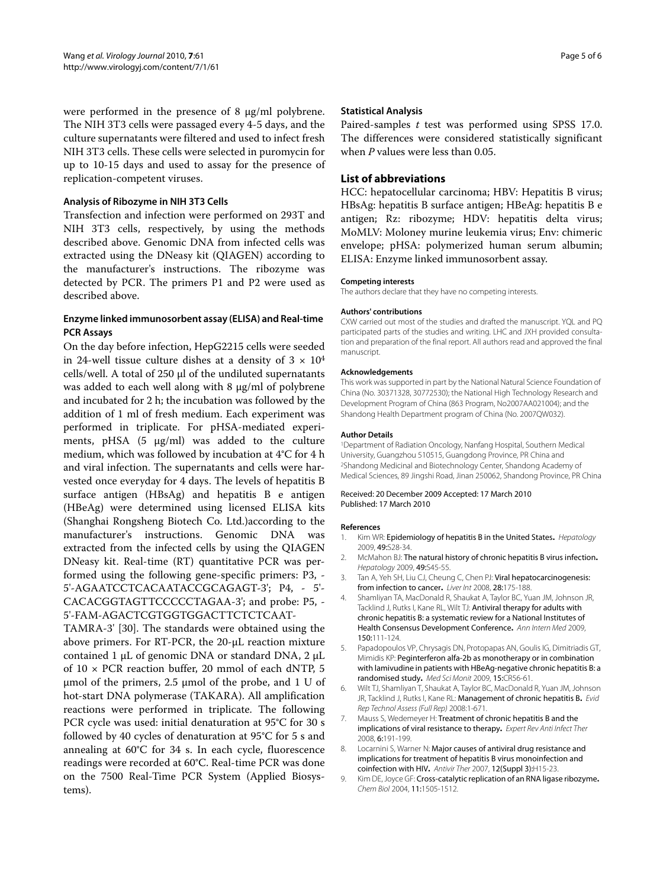were performed in the presence of 8 μg/ml polybrene. The NIH 3T3 cells were passaged every 4-5 days, and the culture supernatants were filtered and used to infect fresh NIH 3T3 cells. These cells were selected in puromycin for up to 10-15 days and used to assay for the presence of replication-competent viruses.

### Analysis of Ribozyme in NIH 3T3 Cells

Transfection and infection were performed on 293T and NIH 3T3 cells, respectively, by using the methods described above. Genomic DNA from infected cells was extracted using the DNeasy kit (QIAGEN) according to the manufacturer's instructions. The ribozyme was detected by PCR. The primers P1 and P2 were used as described above.

### Enzyme linked immunosorbent assay (ELISA) and Real-time PCR Assays

On the day before infection, HepG2215 cells were seeded in 24-well tissue culture dishes at a density of $3 \times 10^4$ cells/well. A total of 250 μl of the undiluted supernatants was added to each well along with 8 μg/ml of polybrene and incubated for 2 h; the incubation was followed by the addition of 1 ml of fresh medium. Each experiment was performed in triplicate. For pHSA-mediated experiments, pHSA (5 μg/ml) was added to the culture medium, which was followed by incubation at 4°C for 4 h and viral infection. The supernatants and cells were harvested once everyday for 4 days. The levels of hepatitis B surface antigen (HBsAg) and hepatitis B e antigen (HBeAg) were determined using licensed ELISA kits (Shanghai Rongsheng Biotech Co. Ltd.)according to the manufacturer's instructions. Genomic DNA was extracted from the infected cells by using the QIAGEN DNeasy kit. Real-time (RT) quantitative PCR was performed using the following gene-specific primers: P3, - 5'-AGAATCCTCACAATACCGCAGAGT-3'; P4, - 5'-CACACGGTAGTTCCCCCTAGAA-3'; and probe: P5, - 5'-FAM-AGACTCGTGGTGGACTTCTCTCAAT-TAMRA-3' [30]. The standards were obtained using the above primers. For RT-PCR, the 20-μL reaction mixture contained 1 μL of genomic DNA or standard DNA, 2 μL of 10 × PCR reaction buffer, 20 mmol of each dNTP, 5 μmol of the primers, 2.5 μmol of the probe, and 1 U of hot-start DNA polymerase (TAKARA). All amplification reactions were performed in triplicate. The following PCR cycle was used: initial denaturation at 95°C for 30 s followed by 40 cycles of denaturation at 95°C for 5 s and annealing at 60°C for 34 s. In each cycle, fluorescence readings were recorded at 60°C. Real-time PCR was done on the 7500 Real-Time PCR System (Applied Biosystems).

### Statistical Analysis

Paired-samples *t* test was performed using SPSS 17.0. The differences were considered statistically significant when *P* values were less than 0.05.

## List of abbreviations

HCC: hepatocellular carcinoma; HBV: Hepatitis B virus; HBsAg: hepatitis B surface antigen; HBeAg: hepatitis B e antigen; Rz: ribozyme; HDV: hepatitis delta virus; MoMLV: Moloney murine leukemia virus; Env: chimeric envelope; pHSA: polymerized human serum albumin; ELISA: Enzyme linked immunosorbent assay.

#### Competing interests

The authors declare that they have no competing interests.

#### Authors' contributions

CXW carried out most of the studies and drafted the manuscript. YQL and PQ participated parts of the studies and writing. LHC and JXH provided consultation and preparation of the final report. All authors read and approved the final manuscript.

#### Acknowledgements

This work was supported in part by the National Natural Science Foundation of China (No. 30371328, 30772530); the National High Technology Research and Development Program of China (863 Program, No2007AA021004); and the Shandong Health Department program of China (No. 2007QW032).

#### Author Details

[1]Department of Radiation Oncology, Nanfang Hospital, Southern Medical University, Guangzhou 510515, Guangdong Province, PR China and [2]Shandong Medicinal and Biotechnology Center, Shandong Academy of Medical Sciences, 89 Jingshi Road, Jinan 250062, Shandong Province, PR China

Received: 20 December 2009 Accepted: 17 March 2010
Published: 17 March 2010

#### References

1. Kim WR: **Epidemiology of hepatitis B in the United States.** *Hepatology* 2009, **49:**S28-34.
2. McMahon BJ: **The natural history of chronic hepatitis B virus infection.** *Hepatology* 2009, **49:**S45-55.
3. Tan A, Yeh SH, Liu CJ, Cheung C, Chen PJ: **Viral hepatocarcinogenesis: from infection to cancer.** *Liver Int* 2008, **28:**175-188.
4. Shamliyan TA, MacDonald R, Shaukat A, Taylor BC, Yuan JM, Johnson JR, Tacklind J, Rutks I, Kane RL, Wilt TJ: **Antiviral therapy for adults with chronic hepatitis B: a systematic review for a National Institutes of Health Consensus Development Conference.** *Ann Intern Med* 2009, **150:**111-124.
5. Papadopoulos VP, Chrysagis DN, Protopapas AN, Goulis IG, Dimitriadis GT, Mimidis KP: **Peginterferon alfa-2b as monotherapy or in combination with lamivudine in patients with HBeAg-negative chronic hepatitis B: a randomised study.** *Med Sci Monit* 2009, **15:**CR56-61.
6. Wilt TJ, Shamliyan T, Shaukat A, Taylor BC, MacDonald R, Yuan JM, Johnson JR, Tacklind J, Rutks I, Kane RL: **Management of chronic hepatitis B.** *Evid Rep Technol Assess (Full Rep)* 2008:1-671.
7. Mauss S, Wedemeyer H: **Treatment of chronic hepatitis B and the implications of viral resistance to therapy.** *Expert Rev Anti Infect Ther* 2008, **6:**191-199.
8. Locarnini S, Warner N: **Major causes of antiviral drug resistance and implications for treatment of hepatitis B virus monoinfection and coinfection with HIV.** *Antivir Ther* 2007, **12(Suppl 3):**H15-23.
9. Kim DE, Joyce GF: **Cross-catalytic replication of an RNA ligase ribozyme.** *Chem Biol* 2004, **11:**1505-1512.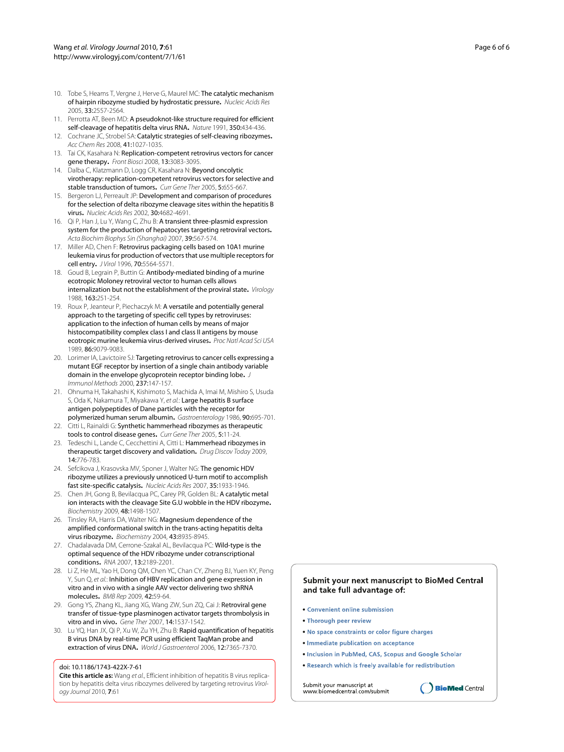10. Tobe S, Heams T, Vergne J, Herve G, Maurel MC: **The catalytic mechanism of hairpin ribozyme studied by hydrostatic pressure.** *Nucleic Acids Res* 2005, **33**:2557-2564.
11. Perrotta AT, Been MD: **A pseudoknot-like structure required for efficient self-cleavage of hepatitis delta virus RNA.** *Nature* 1991, **350**:434-436.
12. Cochrane JC, Strobel SA: **Catalytic strategies of self-cleaving ribozymes.** *Acc Chem Res* 2008, **41**:1027-1035.
13. Tai CK, Kasahara N: **Replication-competent retrovirus vectors for cancer gene therapy.** *Front Biosci* 2008, **13**:3083-3095.
14. Dalba C, Klatzmann D, Logg CR, Kasahara N: **Beyond oncolytic virotherapy: replication-competent retrovirus vectors for selective and stable transduction of tumors.** *Curr Gene Ther* 2005, **5**:655-667.
15. Bergeron LJ, Perreault JP: **Development and comparison of procedures for the selection of delta ribozyme cleavage sites within the hepatitis B virus.** *Nucleic Acids Res* 2002, **30**:4682-4691.
16. Qi P, Han J, Lu Y, Wang C, Zhu B: **A transient three-plasmid expression system for the production of hepatocytes targeting retroviral vectors.** *Acta Biochim Biophys Sin (Shanghai)* 2007, **39**:567-574.
17. Miller AD, Chen F: **Retrovirus packaging cells based on 10A1 murine leukemia virus for production of vectors that use multiple receptors for cell entry.** *J Virol* 1996, **70**:5564-5571.
18. Goud B, Legrain P, Buttin G: **Antibody-mediated binding of a murine ecotropic Moloney retroviral vector to human cells allows internalization but not the establishment of the proviral state.** *Virology* 1988, **163**:251-254.
19. Roux P, Jeanteur P, Piechaczyk M: **A versatile and potentially general approach to the targeting of specific cell types by retroviruses: application to the infection of human cells by means of major histocompatibility complex class I and class II antigens by mouse ecotropic murine leukemia virus-derived viruses.** *Proc Natl Acad Sci USA* 1989, **86**:9079-9083.
20. Lorimer IA, Lavictoire SJ: **Targeting retrovirus to cancer cells expressing a mutant EGF receptor by insertion of a single chain antibody variable domain in the envelope glycoprotein receptor binding lobe.** *J Immunol Methods* 2000, **237**:147-157.
21. Ohnuma H, Takahashi K, Kishimoto S, Machida A, Imai M, Mishiro S, Usuda S, Oda K, Nakamura T, Miyakawa Y, *et al.*: **Large hepatitis B surface antigen polypeptides of Dane particles with the receptor for polymerized human serum albumin.** *Gastroenterology* 1986, **90**:695-701.
22. Citti L, Rainaldi G: **Synthetic hammerhead ribozymes as therapeutic tools to control disease genes.** *Curr Gene Ther* 2005, **5**:11-24.
23. Tedeschi L, Lande C, Cecchettini A, Citti L: **Hammerhead ribozymes in therapeutic target discovery and validation.** *Drug Discov Today* 2009, **14**:776-783.
24. Sefcikova J, Krasovska MV, Sponer J, Walter NG: **The genomic HDV ribozyme utilizes a previously unnoticed U-turn motif to accomplish fast site-specific catalysis.** *Nucleic Acids Res* 2007, **35**:1933-1946.
25. Chen JH, Gong B, Bevilacqua PC, Carey PR, Golden BL: **A catalytic metal ion interacts with the cleavage Site G.U wobble in the HDV ribozyme.** *Biochemistry* 2009, **48**:1498-1507.
26. Tinsley RA, Harris DA, Walter NG: **Magnesium dependence of the amplified conformational switch in the trans-acting hepatitis delta virus ribozyme.** *Biochemistry* 2004, **43**:8935-8945.
27. Chadalavada DM, Cerrone-Szakal AL, Bevilacqua PC: **Wild-type is the optimal sequence of the HDV ribozyme under cotranscriptional conditions.** *RNA* 2007, **13**:2189-2201.
28. Li Z, He ML, Yao H, Dong QM, Chen YC, Chan CY, Zheng BJ, Yuen KY, Peng Y, Sun Q, *et al.*: **Inhibition of HBV replication and gene expression in vitro and in vivo with a single AAV vector delivering two shRNA molecules.** *BMB Rep* 2009, **42**:59-64.
29. Gong YS, Zhang KL, Jiang XG, Wang ZW, Sun ZQ, Cai J: **Retroviral gene transfer of tissue-type plasminogen activator targets thrombolysis in vitro and in vivo.** *Gene Ther* 2007, **14**:1537-1542.
30. Lu YQ, Han JX, Qi P, Xu W, Zu YH, Zhu B: **Rapid quantification of hepatitis B virus DNA by real-time PCR using efficient TaqMan probe and extraction of virus DNA.** *World J Gastroenterol* 2006, **12**:7365-7370.

doi: 10.1186/1743-422X-7-61

**Cite this article as:** Wang *et al.*, Efficient inhibition of hepatitis B virus replication by hepatitis delta virus ribozymes delivered by targeting retrovirus *Virology Journal* 2010, **7**:61

**Submit your next manuscript to BioMed Central and take full advantage of:**

- Convenient online submission
- Thorough peer review
- No space constraints or color figure charges
- Immediate publication on acceptance
- Inclusion in PubMed, CAS, Scopus and Google Scholar
- Research which is freely available for redistribution

Submit your manuscript at www.biomedcentral.com/submit

BioMed Central